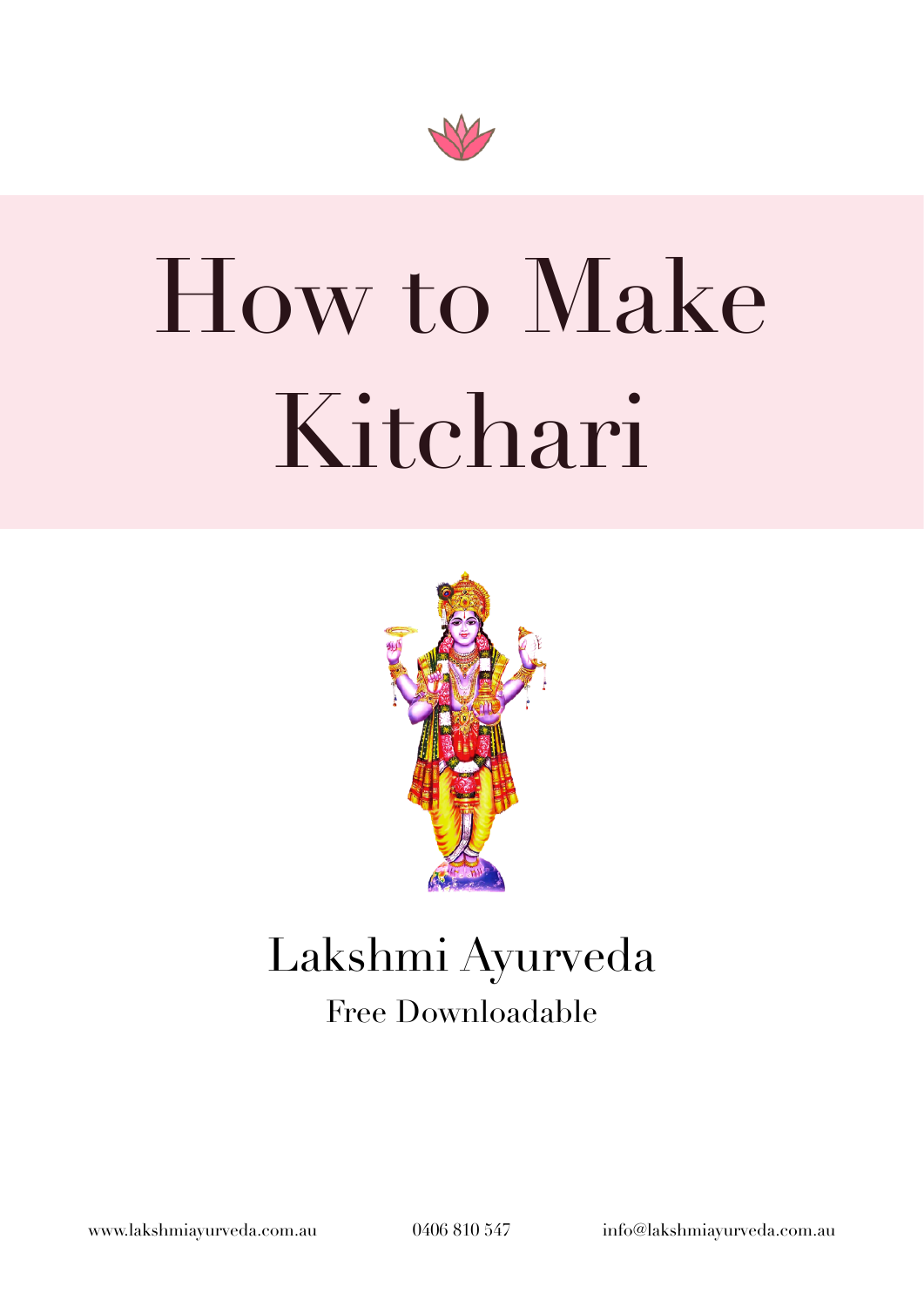# How to Make Kitchari

Lakshmi Ayurveda

Free Downloadable

www.lakshmiayurveda.com.au 0406 810 547 info@lakshmiayurveda.com.au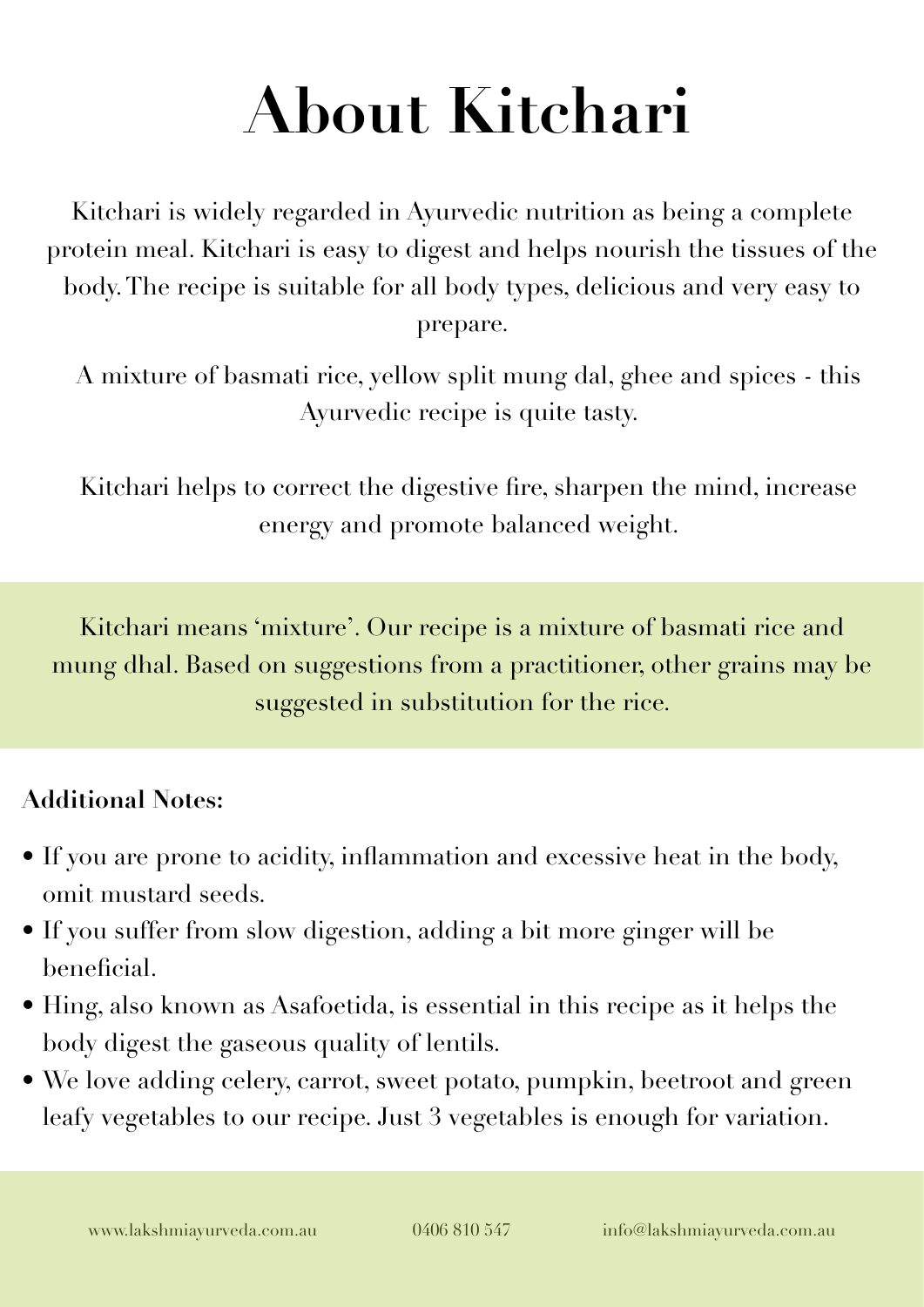# About Kitchari

Kitchari is widely regarded in Ayurvedic nutrition as being a complete protein meal. Kitchari is easy to digest and helps nourish the tissues of the body. The recipe is suitable for all body types, delicious and very easy to prepare.

A mixture of basmati rice, yellow split mung dal, ghee and spices - this Ayurvedic recipe is quite tasty.

Kitchari helps to correct the digestive fire, sharpen the mind, increase energy and promote balanced weight.

Kitchari means 'mixture'. Our recipe is a mixture of basmati rice and mung dhal. Based on suggestions from a practitioner, other grains may be suggested in substitution for the rice.

**Additional Notes:**

- If you are prone to acidity, inflammation and excessive heat in the body, omit mustard seeds.
- If you suffer from slow digestion, adding a bit more ginger will be beneficial.
- Hing, also known as Asafoetida, is essential in this recipe as it helps the body digest the gaseous quality of lentils.
- We love adding celery, carrot, sweet potato, pumpkin, beetroot and green leafy vegetables to our recipe. Just 3 vegetables is enough for variation.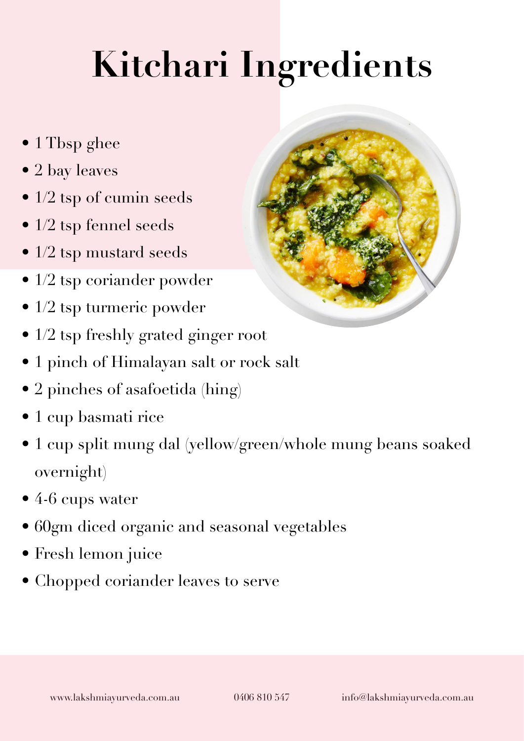# Kitchari Ingredients

- 1 Tbsp ghee
- 2 bay leaves
- 1/2 tsp of cumin seeds
- 1/2 tsp fennel seeds
- 1/2 tsp mustard seeds
- 1/2 tsp coriander powder
- 1/2 tsp turmeric powder
- 1/2 tsp freshly grated ginger root
- 1 pinch of Himalayan salt or rock salt
- 2 pinches of asafoetida (hing)
- 1 cup basmati rice
- 1 cup split mung dal (yellow/green/whole mung beans soaked overnight)
- 4-6 cups water
- 60gm diced organic and seasonal vegetables
- Fresh lemon juice
- Chopped coriander leaves to serve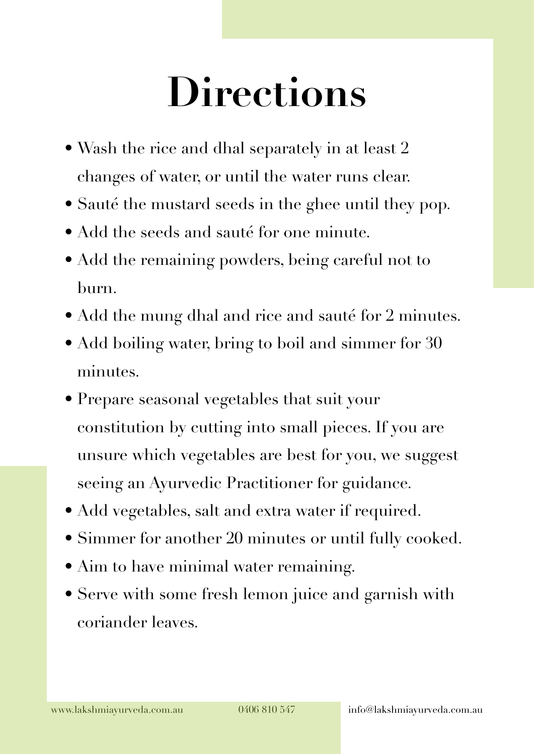# Directions

- Wash the rice and dhal separately in at least 2 changes of water, or until the water runs clear.
- Sauté the mustard seeds in the ghee until they pop.
- Add the seeds and sauté for one minute.
- Add the remaining powders, being careful not to burn.
- Add the mung dhal and rice and sauté for 2 minutes.
- Add boiling water, bring to boil and simmer for 30 minutes.
- Prepare seasonal vegetables that suit your constitution by cutting into small pieces. If you are unsure which vegetables are best for you, we suggest seeing an Ayurvedic Practitioner for guidance.
- Add vegetables, salt and extra water if required.
- Simmer for another 20 minutes or until fully cooked.
- Aim to have minimal water remaining.
- Serve with some fresh lemon juice and garnish with coriander leaves.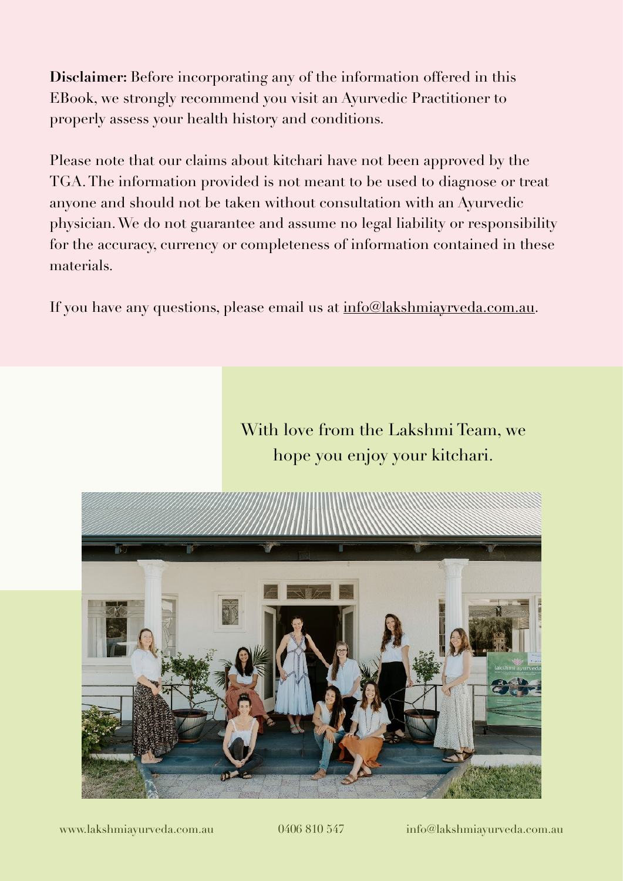**Disclaimer:** Before incorporating any of the information offered in this EBook, we strongly recommend you visit an Ayurvedic Practitioner to properly assess your health history and conditions.

Please note that our claims about kitchari have not been approved by the TGA. The information provided is not meant to be used to diagnose or treat anyone and should not be taken without consultation with an Ayurvedic physician. We do not guarantee and assume no legal liability or responsibility for the accuracy, currency or completeness of information contained in these materials.

If you have any questions, please email us at info@lakshmiayrveda.com.au.

With love from the Lakshmi Team, we hope you enjoy your kitchari.

www.lakshmiayurveda.com.au 0406 810 547 info@lakshmiayurveda.com.au